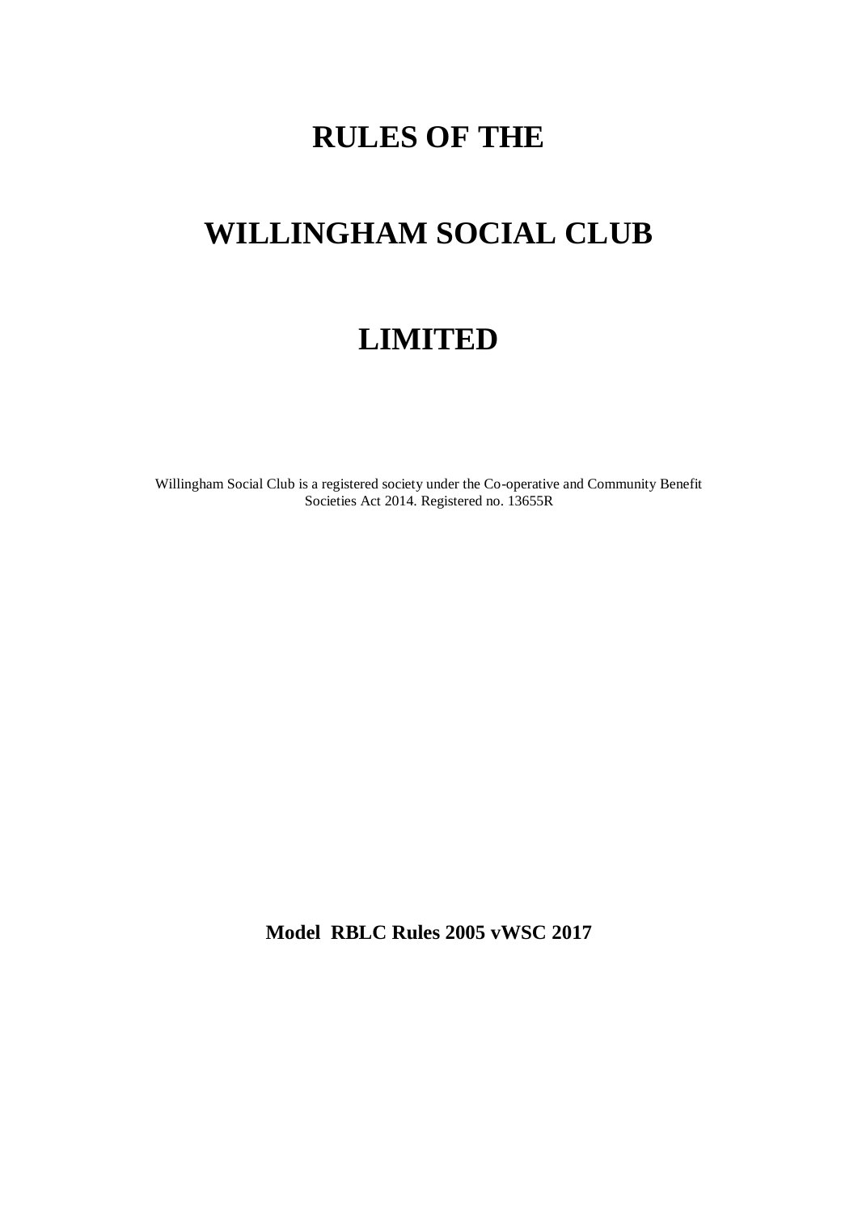# RULES OF THE

# WILLINGHAM SOCIAL CLUB

# LIMITED

Willingham Social Club is a registered society under the Co-operative and Community Benefit Societies Act 2014. Registered no. 13655R

**Model RBLC Rules 2005 vWSC 2017**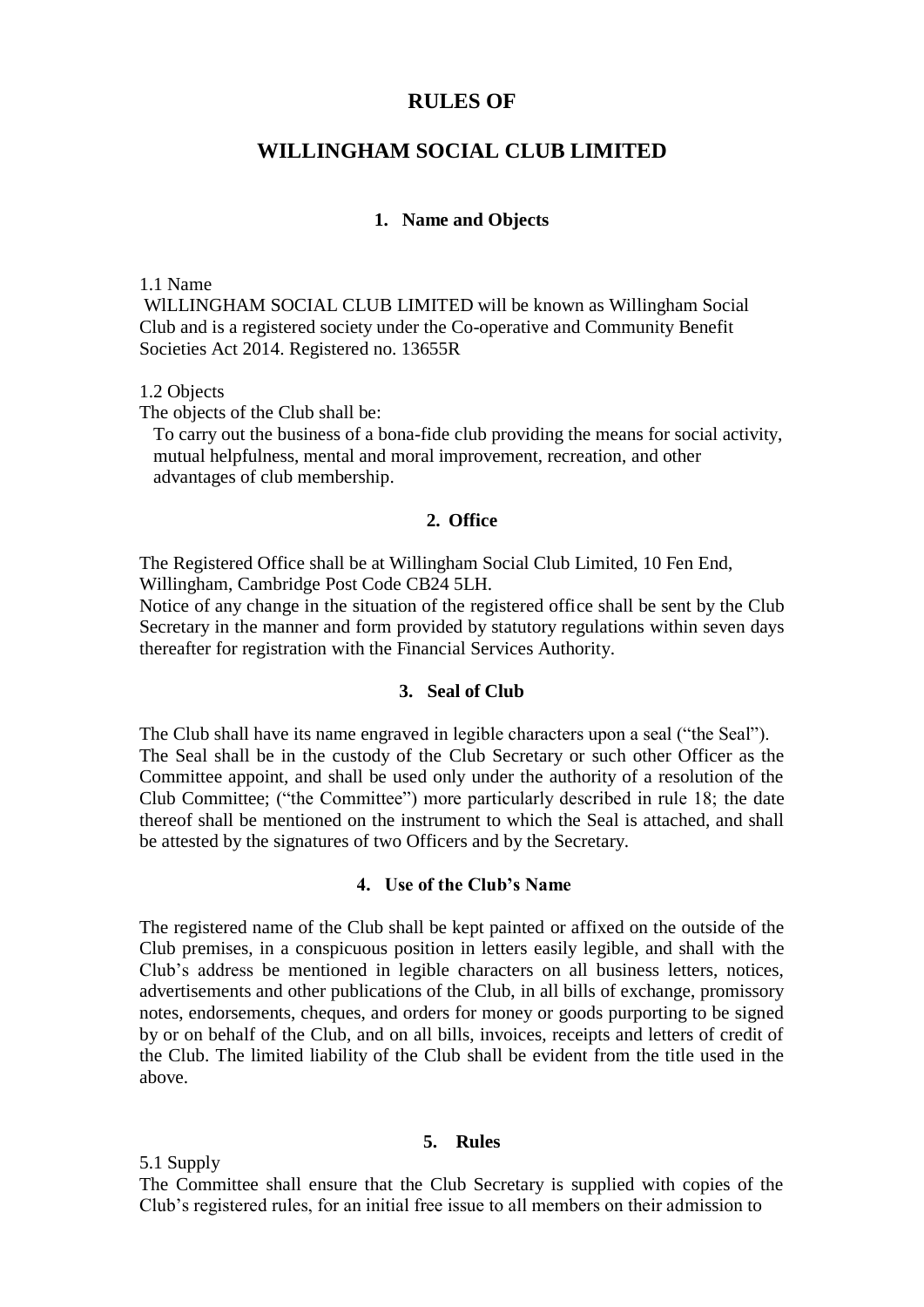# RULES OF

# WILLINGHAM SOCIAL CLUB LIMITED

## 1. Name and Objects

1.1 Name

WlLLINGHAM SOCIAL CLUB LIMITED will be known as Willingham Social Club and is a registered society under the Co-operative and Community Benefit Societies Act 2014. Registered no. 13655R

1.2 Objects

The objects of the Club shall be:

To carry out the business of a bona-fide club providing the means for social activity, mutual helpfulness, mental and moral improvement, recreation, and other advantages of club membership.

## 2. Office

The Registered Office shall be at Willingham Social Club Limited, 10 Fen End, Willingham, Cambridge Post Code CB24 5LH.

Notice of any change in the situation of the registered office shall be sent by the Club Secretary in the manner and form provided by statutory regulations within seven days thereafter for registration with the Financial Services Authority.

## 3. Seal of Club

The Club shall have its name engraved in legible characters upon a seal ("the Seal"). The Seal shall be in the custody of the Club Secretary or such other Officer as the Committee appoint, and shall be used only under the authority of a resolution of the Club Committee; ("the Committee") more particularly described in rule 18; the date thereof shall be mentioned on the instrument to which the Seal is attached, and shall be attested by the signatures of two Officers and by the Secretary.

## 4. Use of the Club's Name

The registered name of the Club shall be kept painted or affixed on the outside of the Club premises, in a conspicuous position in letters easily legible, and shall with the Club's address be mentioned in legible characters on all business letters, notices, advertisements and other publications of the Club, in all bills of exchange, promissory notes, endorsements, cheques, and orders for money or goods purporting to be signed by or on behalf of the Club, and on all bills, invoices, receipts and letters of credit of the Club. The limited liability of the Club shall be evident from the title used in the above.

## 5. Rules

5.1 Supply

The Committee shall ensure that the Club Secretary is supplied with copies of the Club's registered rules, for an initial free issue to all members on their admission to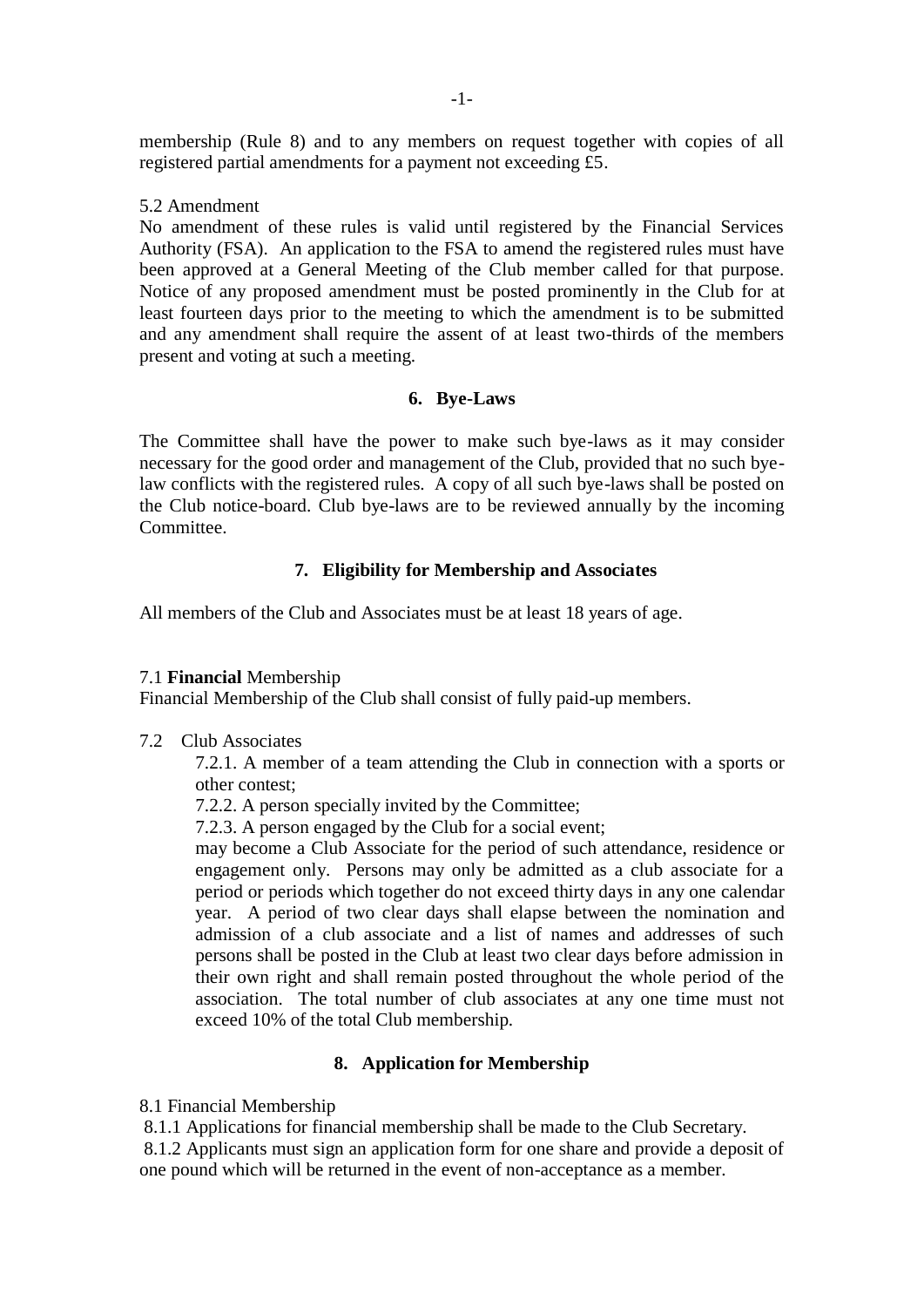membership (Rule 8) and to any members on request together with copies of all registered partial amendments for a payment not exceeding £5.

5.2 Amendment

No amendment of these rules is valid until registered by the Financial Services Authority (FSA). An application to the FSA to amend the registered rules must have been approved at a General Meeting of the Club member called for that purpose. Notice of any proposed amendment must be posted prominently in the Club for at least fourteen days prior to the meeting to which the amendment is to be submitted and any amendment shall require the assent of at least two-thirds of the members present and voting at such a meeting.

## 6. Bye-Laws

The Committee shall have the power to make such bye-laws as it may consider necessary for the good order and management of the Club, provided that no such bye-law conflicts with the registered rules. A copy of all such bye-laws shall be posted on the Club notice-board. Club bye-laws are to be reviewed annually by the incoming Committee.

## 7. Eligibility for Membership and Associates

All members of the Club and Associates must be at least 18 years of age.

7.1 **Financial** Membership

Financial Membership of the Club shall consist of fully paid-up members.

7.2 Club Associates

7.2.1. A member of a team attending the Club in connection with a sports or other contest;

7.2.2. A person specially invited by the Committee;

7.2.3. A person engaged by the Club for a social event;

may become a Club Associate for the period of such attendance, residence or engagement only. Persons may only be admitted as a club associate for a period or periods which together do not exceed thirty days in any one calendar year. A period of two clear days shall elapse between the nomination and admission of a club associate and a list of names and addresses of such persons shall be posted in the Club at least two clear days before admission in their own right and shall remain posted throughout the whole period of the association. The total number of club associates at any one time must not exceed 10% of the total Club membership.

## 8. Application for Membership

8.1 Financial Membership

8.1.1 Applications for financial membership shall be made to the Club Secretary.

8.1.2 Applicants must sign an application form for one share and provide a deposit of one pound which will be returned in the event of non-acceptance as a member.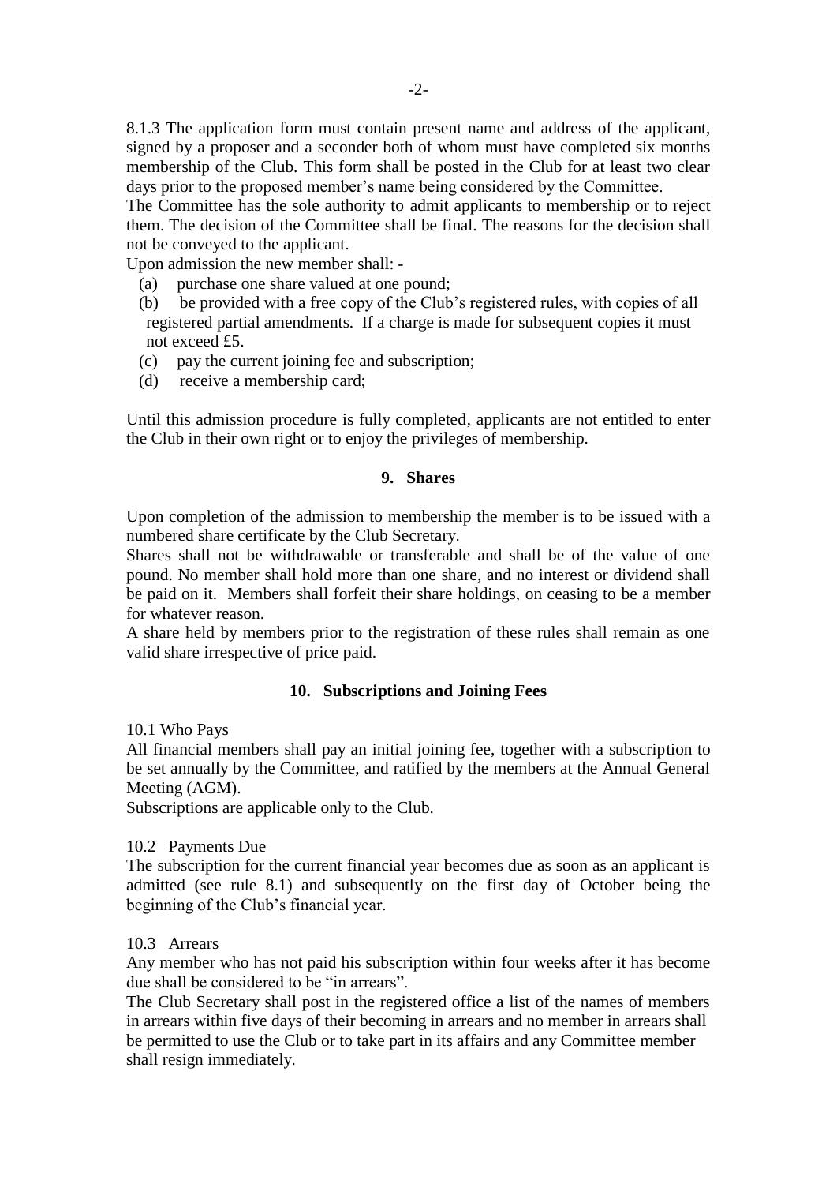8.1.3 The application form must contain present name and address of the applicant, signed by a proposer and a seconder both of whom must have completed six months membership of the Club. This form shall be posted in the Club for at least two clear days prior to the proposed member's name being considered by the Committee.

The Committee has the sole authority to admit applicants to membership or to reject them. The decision of the Committee shall be final. The reasons for the decision shall not be conveyed to the applicant.

Upon admission the new member shall: -

- (a) purchase one share valued at one pound;
- (b) be provided with a free copy of the Club's registered rules, with copies of all registered partial amendments. If a charge is made for subsequent copies it must not exceed £5.
- (c) pay the current joining fee and subscription;
- (d) receive a membership card;

Until this admission procedure is fully completed, applicants are not entitled to enter the Club in their own right or to enjoy the privileges of membership.

## 9. Shares

Upon completion of the admission to membership the member is to be issued with a numbered share certificate by the Club Secretary.

Shares shall not be withdrawable or transferable and shall be of the value of one pound. No member shall hold more than one share, and no interest or dividend shall be paid on it. Members shall forfeit their share holdings, on ceasing to be a member for whatever reason.

A share held by members prior to the registration of these rules shall remain as one valid share irrespective of price paid.

## 10. Subscriptions and Joining Fees

10.1 Who Pays

All financial members shall pay an initial joining fee, together with a subscription to be set annually by the Committee, and ratified by the members at the Annual General Meeting (AGM).

Subscriptions are applicable only to the Club.

10.2 Payments Due

The subscription for the current financial year becomes due as soon as an applicant is admitted (see rule 8.1) and subsequently on the first day of October being the beginning of the Club's financial year.

10.3 Arrears

Any member who has not paid his subscription within four weeks after it has become due shall be considered to be "in arrears".

The Club Secretary shall post in the registered office a list of the names of members in arrears within five days of their becoming in arrears and no member in arrears shall be permitted to use the Club or to take part in its affairs and any Committee member shall resign immediately.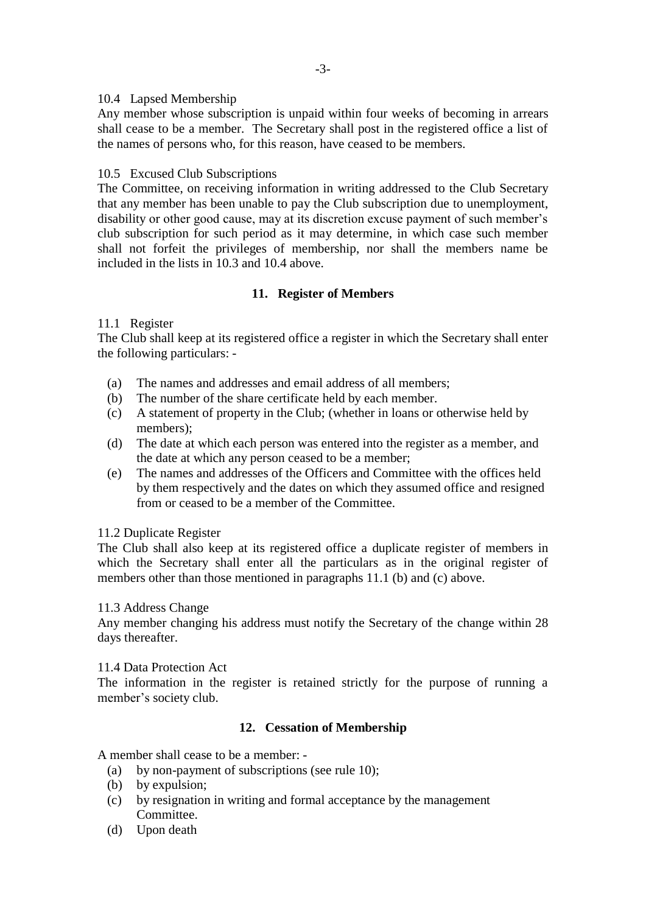10.4 Lapsed Membership

Any member whose subscription is unpaid within four weeks of becoming in arrears shall cease to be a member. The Secretary shall post in the registered office a list of the names of persons who, for this reason, have ceased to be members.

10.5 Excused Club Subscriptions

The Committee, on receiving information in writing addressed to the Club Secretary that any member has been unable to pay the Club subscription due to unemployment, disability or other good cause, may at its discretion excuse payment of such member's club subscription for such period as it may determine, in which case such member shall not forfeit the privileges of membership, nor shall the members name be included in the lists in 10.3 and 10.4 above.

## 11. Register of Members

11.1 Register

The Club shall keep at its registered office a register in which the Secretary shall enter the following particulars: -

(a) The names and addresses and email address of all members;
(b) The number of the share certificate held by each member.
(c) A statement of property in the Club; (whether in loans or otherwise held by members);
(d) The date at which each person was entered into the register as a member, and the date at which any person ceased to be a member;
(e) The names and addresses of the Officers and Committee with the offices held by them respectively and the dates on which they assumed office and resigned from or ceased to be a member of the Committee.

11.2 Duplicate Register

The Club shall also keep at its registered office a duplicate register of members in which the Secretary shall enter all the particulars as in the original register of members other than those mentioned in paragraphs 11.1 (b) and (c) above.

11.3 Address Change

Any member changing his address must notify the Secretary of the change within 28 days thereafter.

11.4 Data Protection Act

The information in the register is retained strictly for the purpose of running a member's society club.

## 12. Cessation of Membership

A member shall cease to be a member: -

(a) by non-payment of subscriptions (see rule 10);
(b) by expulsion;
(c) by resignation in writing and formal acceptance by the management Committee.
(d) Upon death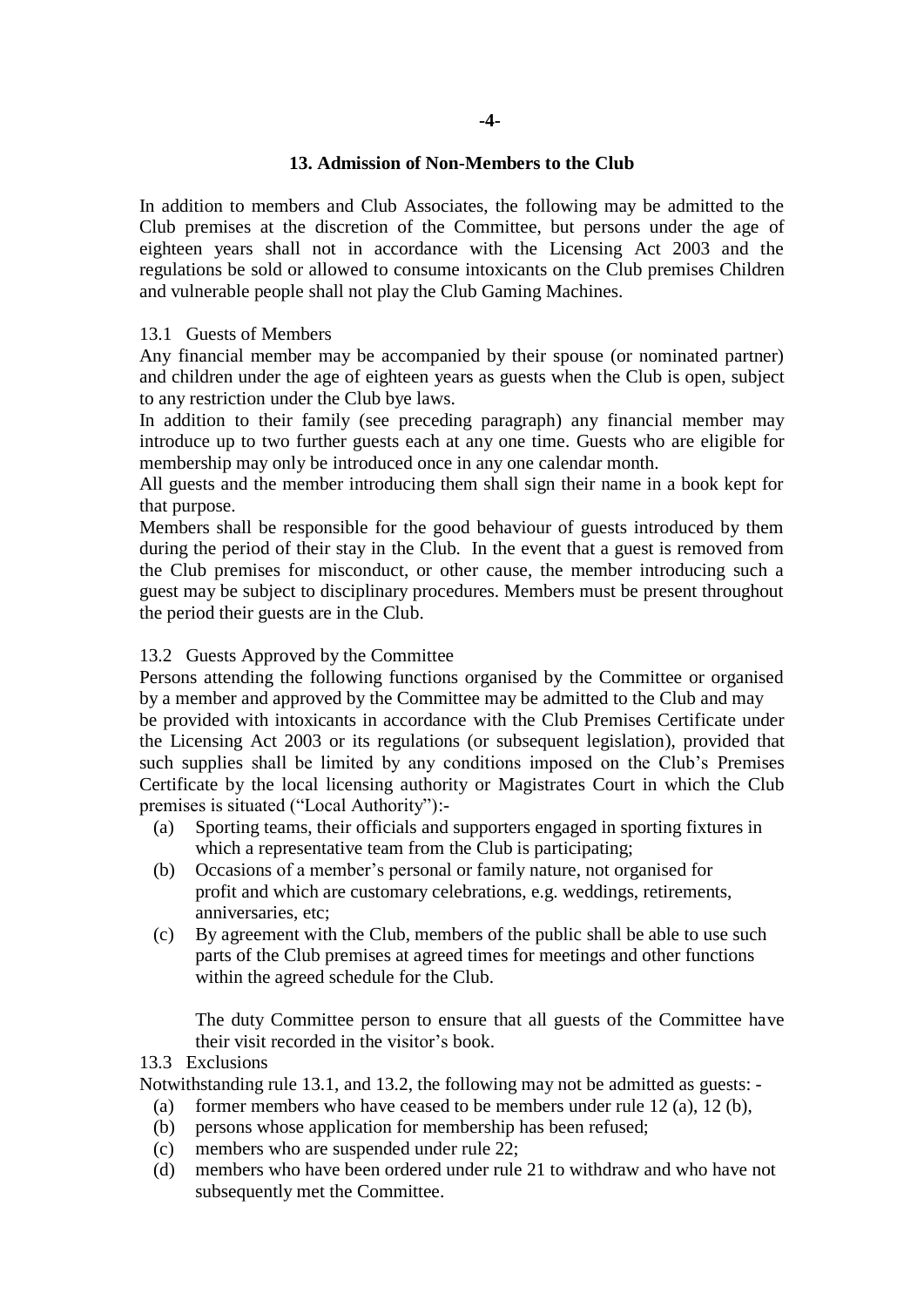## 13. Admission of Non-Members to the Club

In addition to members and Club Associates, the following may be admitted to the Club premises at the discretion of the Committee, but persons under the age of eighteen years shall not in accordance with the Licensing Act 2003 and the regulations be sold or allowed to consume intoxicants on the Club premises Children and vulnerable people shall not play the Club Gaming Machines.

13.1 Guests of Members

Any financial member may be accompanied by their spouse (or nominated partner) and children under the age of eighteen years as guests when the Club is open, subject to any restriction under the Club bye laws.

In addition to their family (see preceding paragraph) any financial member may introduce up to two further guests each at any one time. Guests who are eligible for membership may only be introduced once in any one calendar month.

All guests and the member introducing them shall sign their name in a book kept for that purpose.

Members shall be responsible for the good behaviour of guests introduced by them during the period of their stay in the Club. In the event that a guest is removed from the Club premises for misconduct, or other cause, the member introducing such a guest may be subject to disciplinary procedures. Members must be present throughout the period their guests are in the Club.

13.2 Guests Approved by the Committee

Persons attending the following functions organised by the Committee or organised by a member and approved by the Committee may be admitted to the Club and may be provided with intoxicants in accordance with the Club Premises Certificate under the Licensing Act 2003 or its regulations (or subsequent legislation), provided that such supplies shall be limited by any conditions imposed on the Club's Premises Certificate by the local licensing authority or Magistrates Court in which the Club premises is situated ("Local Authority"):-

(a) Sporting teams, their officials and supporters engaged in sporting fixtures in which a representative team from the Club is participating;
(b) Occasions of a member's personal or family nature, not organised for profit and which are customary celebrations, e.g. weddings, retirements, anniversaries, etc;
(c) By agreement with the Club, members of the public shall be able to use such parts of the Club premises at agreed times for meetings and other functions within the agreed schedule for the Club.

The duty Committee person to ensure that all guests of the Committee have their visit recorded in the visitor's book.

13.3 Exclusions

Notwithstanding rule 13.1, and 13.2, the following may not be admitted as guests: -

(a) former members who have ceased to be members under rule 12 (a), 12 (b),
(b) persons whose application for membership has been refused;
(c) members who are suspended under rule 22;
(d) members who have been ordered under rule 21 to withdraw and who have not subsequently met the Committee.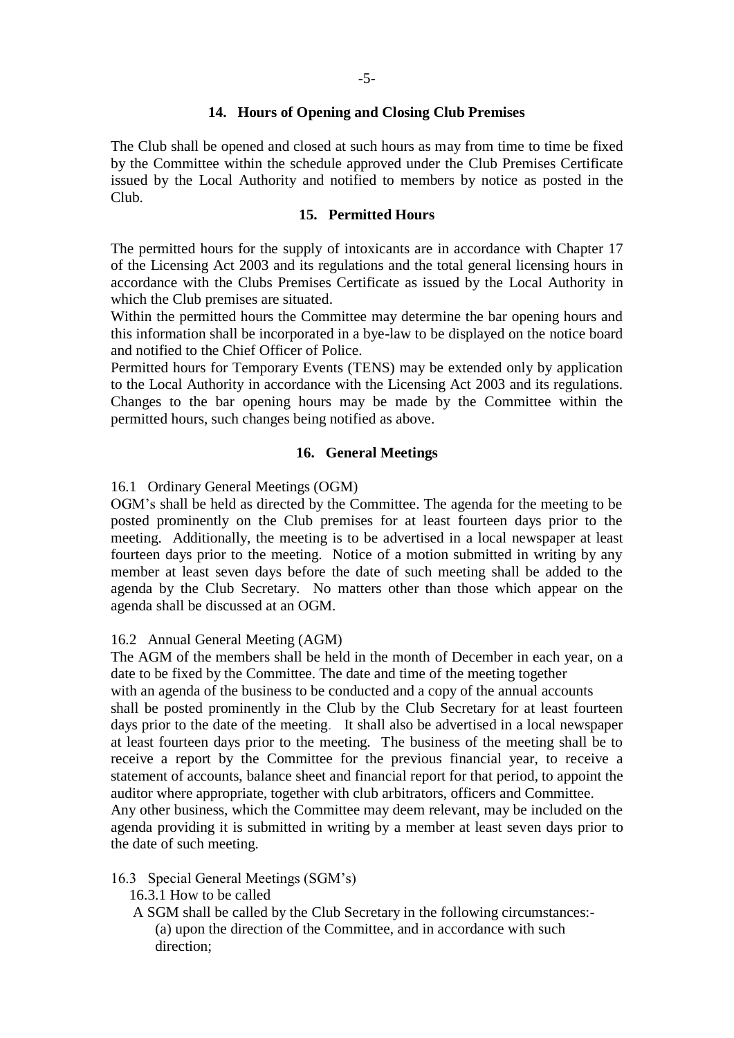## 14. Hours of Opening and Closing Club Premises

The Club shall be opened and closed at such hours as may from time to time be fixed by the Committee within the schedule approved under the Club Premises Certificate issued by the Local Authority and notified to members by notice as posted in the Club.

## 15. Permitted Hours

The permitted hours for the supply of intoxicants are in accordance with Chapter 17 of the Licensing Act 2003 and its regulations and the total general licensing hours in accordance with the Clubs Premises Certificate as issued by the Local Authority in which the Club premises are situated.

Within the permitted hours the Committee may determine the bar opening hours and this information shall be incorporated in a bye-law to be displayed on the notice board and notified to the Chief Officer of Police.

Permitted hours for Temporary Events (TENS) may be extended only by application to the Local Authority in accordance with the Licensing Act 2003 and its regulations. Changes to the bar opening hours may be made by the Committee within the permitted hours, such changes being notified as above.

## 16. General Meetings

16.1 Ordinary General Meetings (OGM)

OGM's shall be held as directed by the Committee. The agenda for the meeting to be posted prominently on the Club premises for at least fourteen days prior to the meeting. Additionally, the meeting is to be advertised in a local newspaper at least fourteen days prior to the meeting. Notice of a motion submitted in writing by any member at least seven days before the date of such meeting shall be added to the agenda by the Club Secretary. No matters other than those which appear on the agenda shall be discussed at an OGM.

16.2 Annual General Meeting (AGM)

The AGM of the members shall be held in the month of December in each year, on a date to be fixed by the Committee. The date and time of the meeting together with an agenda of the business to be conducted and a copy of the annual accounts shall be posted prominently in the Club by the Club Secretary for at least fourteen days prior to the date of the meeting. It shall also be advertised in a local newspaper at least fourteen days prior to the meeting. The business of the meeting shall be to receive a report by the Committee for the previous financial year, to receive a statement of accounts, balance sheet and financial report for that period, to appoint the auditor where appropriate, together with club arbitrators, officers and Committee.

Any other business, which the Committee may deem relevant, may be included on the agenda providing it is submitted in writing by a member at least seven days prior to the date of such meeting.

16.3 Special General Meetings (SGM's)

16.3.1 How to be called

A SGM shall be called by the Club Secretary in the following circumstances:-

(a) upon the direction of the Committee, and in accordance with such direction;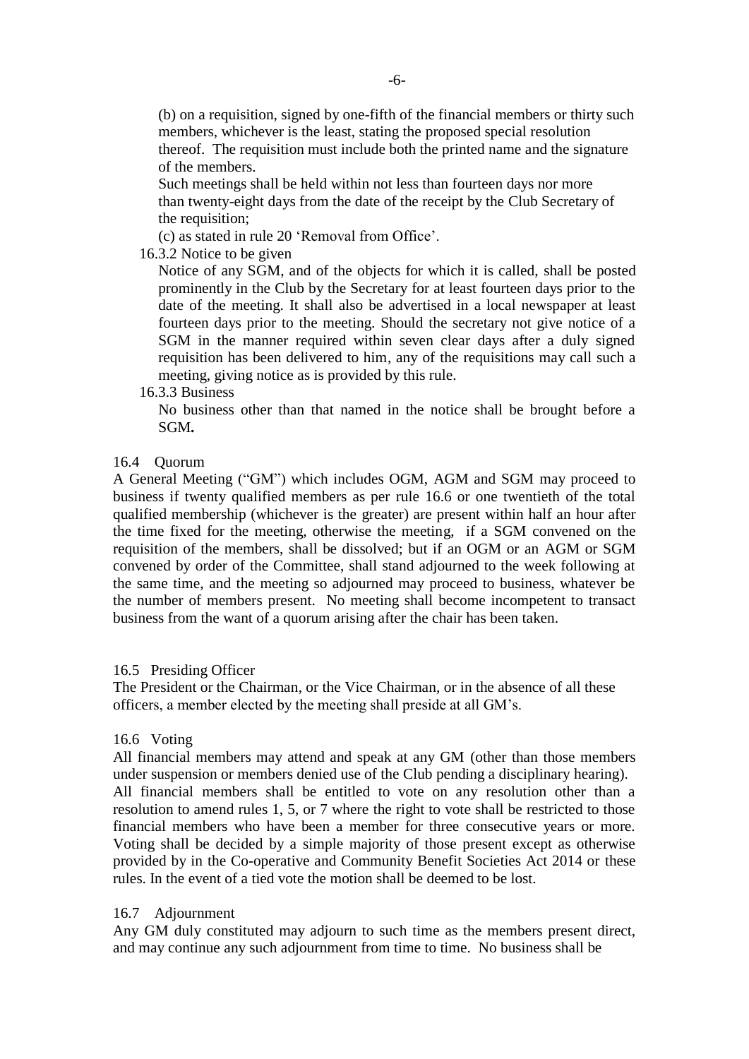(b) on a requisition, signed by one-fifth of the financial members or thirty such members, whichever is the least, stating the proposed special resolution thereof. The requisition must include both the printed name and the signature of the members.

Such meetings shall be held within not less than fourteen days nor more than twenty-eight days from the date of the receipt by the Club Secretary of the requisition;

(c) as stated in rule 20 'Removal from Office'.

16.3.2 Notice to be given

Notice of any SGM, and of the objects for which it is called, shall be posted prominently in the Club by the Secretary for at least fourteen days prior to the date of the meeting. It shall also be advertised in a local newspaper at least fourteen days prior to the meeting. Should the secretary not give notice of a SGM in the manner required within seven clear days after a duly signed requisition has been delivered to him, any of the requisitions may call such a meeting, giving notice as is provided by this rule.

16.3.3 Business

No business other than that named in the notice shall be brought before a SGM**.**

16.4 Quorum

A General Meeting ("GM") which includes OGM, AGM and SGM may proceed to business if twenty qualified members as per rule 16.6 or one twentieth of the total qualified membership (whichever is the greater) are present within half an hour after the time fixed for the meeting, otherwise the meeting, if a SGM convened on the requisition of the members, shall be dissolved; but if an OGM or an AGM or SGM convened by order of the Committee, shall stand adjourned to the week following at the same time, and the meeting so adjourned may proceed to business, whatever be the number of members present. No meeting shall become incompetent to transact business from the want of a quorum arising after the chair has been taken.

16.5 Presiding Officer

The President or the Chairman, or the Vice Chairman, or in the absence of all these officers, a member elected by the meeting shall preside at all GM's.

16.6 Voting

All financial members may attend and speak at any GM (other than those members under suspension or members denied use of the Club pending a disciplinary hearing). All financial members shall be entitled to vote on any resolution other than a resolution to amend rules 1, 5, or 7 where the right to vote shall be restricted to those financial members who have been a member for three consecutive years or more. Voting shall be decided by a simple majority of those present except as otherwise provided by in the Co-operative and Community Benefit Societies Act 2014 or these rules. In the event of a tied vote the motion shall be deemed to be lost.

16.7 Adjournment

Any GM duly constituted may adjourn to such time as the members present direct, and may continue any such adjournment from time to time. No business shall be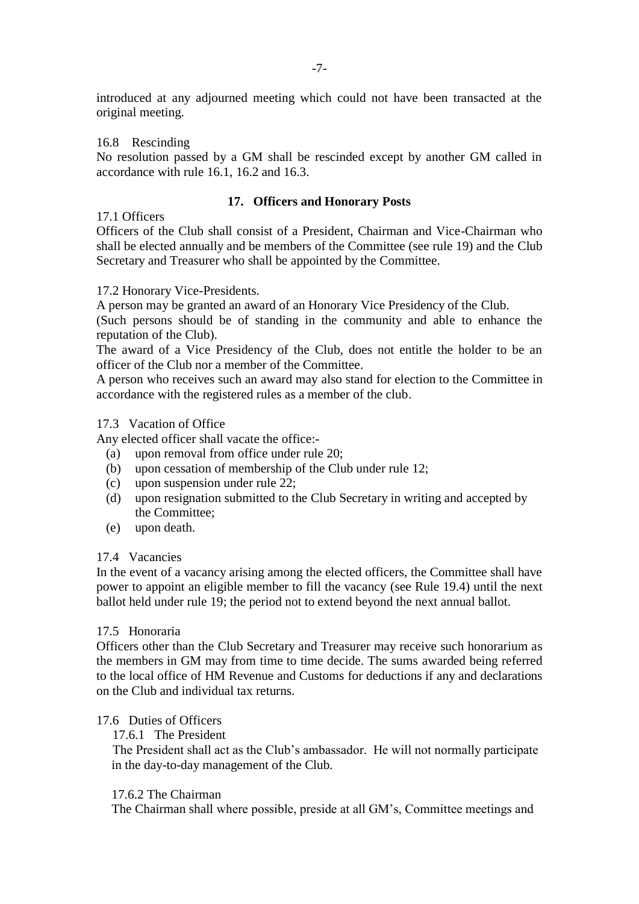introduced at any adjourned meeting which could not have been transacted at the original meeting.

16.8 Rescinding

No resolution passed by a GM shall be rescinded except by another GM called in accordance with rule 16.1, 16.2 and 16.3.

## 17. Officers and Honorary Posts

17.1 Officers

Officers of the Club shall consist of a President, Chairman and Vice-Chairman who shall be elected annually and be members of the Committee (see rule 19) and the Club Secretary and Treasurer who shall be appointed by the Committee.

17.2 Honorary Vice-Presidents.

A person may be granted an award of an Honorary Vice Presidency of the Club.

(Such persons should be of standing in the community and able to enhance the reputation of the Club).

The award of a Vice Presidency of the Club, does not entitle the holder to be an officer of the Club nor a member of the Committee.

A person who receives such an award may also stand for election to the Committee in accordance with the registered rules as a member of the club.

17.3 Vacation of Office

Any elected officer shall vacate the office:-

- (a) upon removal from office under rule 20;
- (b) upon cessation of membership of the Club under rule 12;
- (c) upon suspension under rule 22;
- (d) upon resignation submitted to the Club Secretary in writing and accepted by the Committee;
- (e) upon death.

17.4 Vacancies

In the event of a vacancy arising among the elected officers, the Committee shall have power to appoint an eligible member to fill the vacancy (see Rule 19.4) until the next ballot held under rule 19; the period not to extend beyond the next annual ballot.

17.5 Honoraria

Officers other than the Club Secretary and Treasurer may receive such honorarium as the members in GM may from time to time decide. The sums awarded being referred to the local office of HM Revenue and Customs for deductions if any and declarations on the Club and individual tax returns.

17.6 Duties of Officers

17.6.1 The President

The President shall act as the Club's ambassador. He will not normally participate in the day-to-day management of the Club.

17.6.2 The Chairman

The Chairman shall where possible, preside at all GM's, Committee meetings and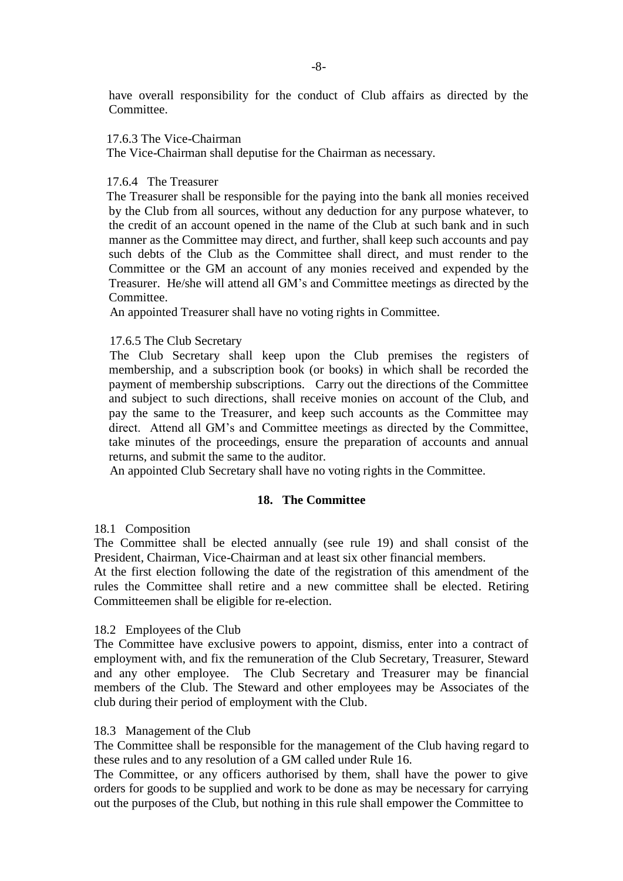have overall responsibility for the conduct of Club affairs as directed by the Committee.

17.6.3 The Vice-Chairman

The Vice-Chairman shall deputise for the Chairman as necessary.

17.6.4 The Treasurer

The Treasurer shall be responsible for the paying into the bank all monies received by the Club from all sources, without any deduction for any purpose whatever, to the credit of an account opened in the name of the Club at such bank and in such manner as the Committee may direct, and further, shall keep such accounts and pay such debts of the Club as the Committee shall direct, and must render to the Committee or the GM an account of any monies received and expended by the Treasurer. He/she will attend all GM's and Committee meetings as directed by the Committee.

An appointed Treasurer shall have no voting rights in Committee.

17.6.5 The Club Secretary

The Club Secretary shall keep upon the Club premises the registers of membership, and a subscription book (or books) in which shall be recorded the payment of membership subscriptions. Carry out the directions of the Committee and subject to such directions, shall receive monies on account of the Club, and pay the same to the Treasurer, and keep such accounts as the Committee may direct. Attend all GM's and Committee meetings as directed by the Committee, take minutes of the proceedings, ensure the preparation of accounts and annual returns, and submit the same to the auditor.

An appointed Club Secretary shall have no voting rights in the Committee.

## 18. The Committee

18.1 Composition

The Committee shall be elected annually (see rule 19) and shall consist of the President, Chairman, Vice-Chairman and at least six other financial members.

At the first election following the date of the registration of this amendment of the rules the Committee shall retire and a new committee shall be elected. Retiring Committeemen shall be eligible for re-election.

18.2 Employees of the Club

The Committee have exclusive powers to appoint, dismiss, enter into a contract of employment with, and fix the remuneration of the Club Secretary, Treasurer, Steward and any other employee. The Club Secretary and Treasurer may be financial members of the Club. The Steward and other employees may be Associates of the club during their period of employment with the Club.

18.3 Management of the Club

The Committee shall be responsible for the management of the Club having regard to these rules and to any resolution of a GM called under Rule 16.

The Committee, or any officers authorised by them, shall have the power to give orders for goods to be supplied and work to be done as may be necessary for carrying out the purposes of the Club, but nothing in this rule shall empower the Committee to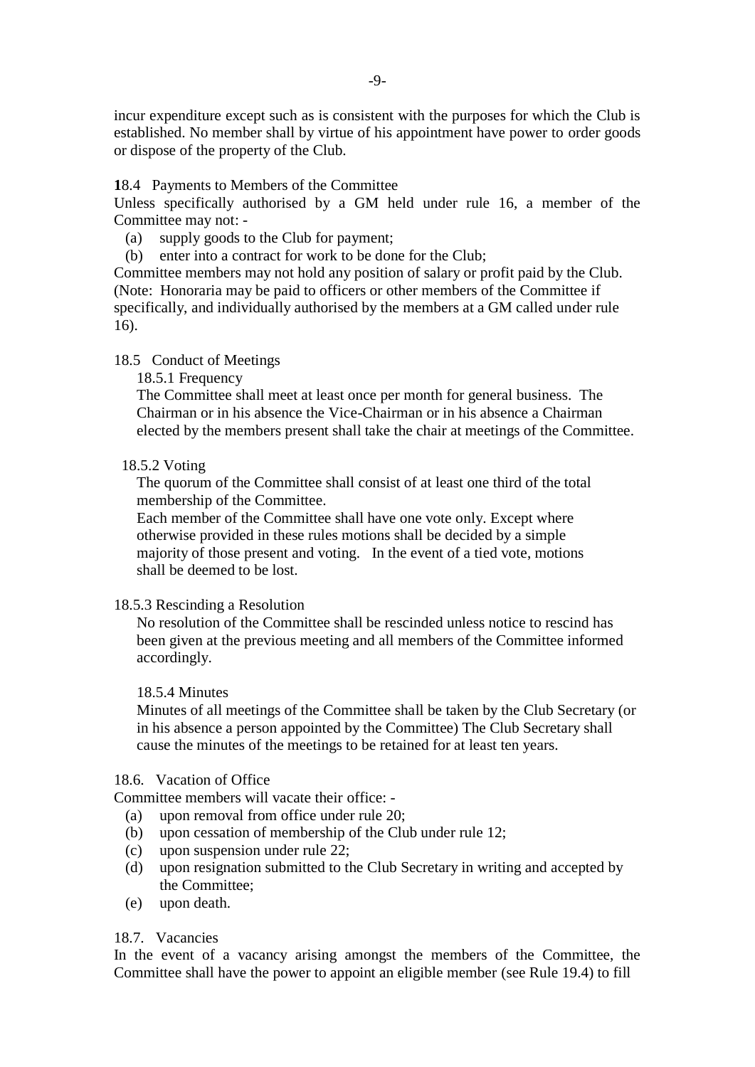incur expenditure except such as is consistent with the purposes for which the Club is established. No member shall by virtue of his appointment have power to order goods or dispose of the property of the Club.

**1**8.4 Payments to Members of the Committee

Unless specifically authorised by a GM held under rule 16, a member of the Committee may not: -

(a) supply goods to the Club for payment;

(b) enter into a contract for work to be done for the Club;

Committee members may not hold any position of salary or profit paid by the Club. (Note: Honoraria may be paid to officers or other members of the Committee if specifically, and individually authorised by the members at a GM called under rule 16).

18.5 Conduct of Meetings

18.5.1 Frequency

The Committee shall meet at least once per month for general business. The Chairman or in his absence the Vice-Chairman or in his absence a Chairman elected by the members present shall take the chair at meetings of the Committee.

18.5.2 Voting

The quorum of the Committee shall consist of at least one third of the total membership of the Committee.

Each member of the Committee shall have one vote only. Except where otherwise provided in these rules motions shall be decided by a simple majority of those present and voting. In the event of a tied vote, motions shall be deemed to be lost.

18.5.3 Rescinding a Resolution

No resolution of the Committee shall be rescinded unless notice to rescind has been given at the previous meeting and all members of the Committee informed accordingly.

18.5.4 Minutes

Minutes of all meetings of the Committee shall be taken by the Club Secretary (or in his absence a person appointed by the Committee) The Club Secretary shall cause the minutes of the meetings to be retained for at least ten years.

18.6. Vacation of Office

Committee members will vacate their office: -

(a) upon removal from office under rule 20;

(b) upon cessation of membership of the Club under rule 12;

(c) upon suspension under rule 22;

(d) upon resignation submitted to the Club Secretary in writing and accepted by the Committee;

(e) upon death.

18.7. Vacancies

In the event of a vacancy arising amongst the members of the Committee, the Committee shall have the power to appoint an eligible member (see Rule 19.4) to fill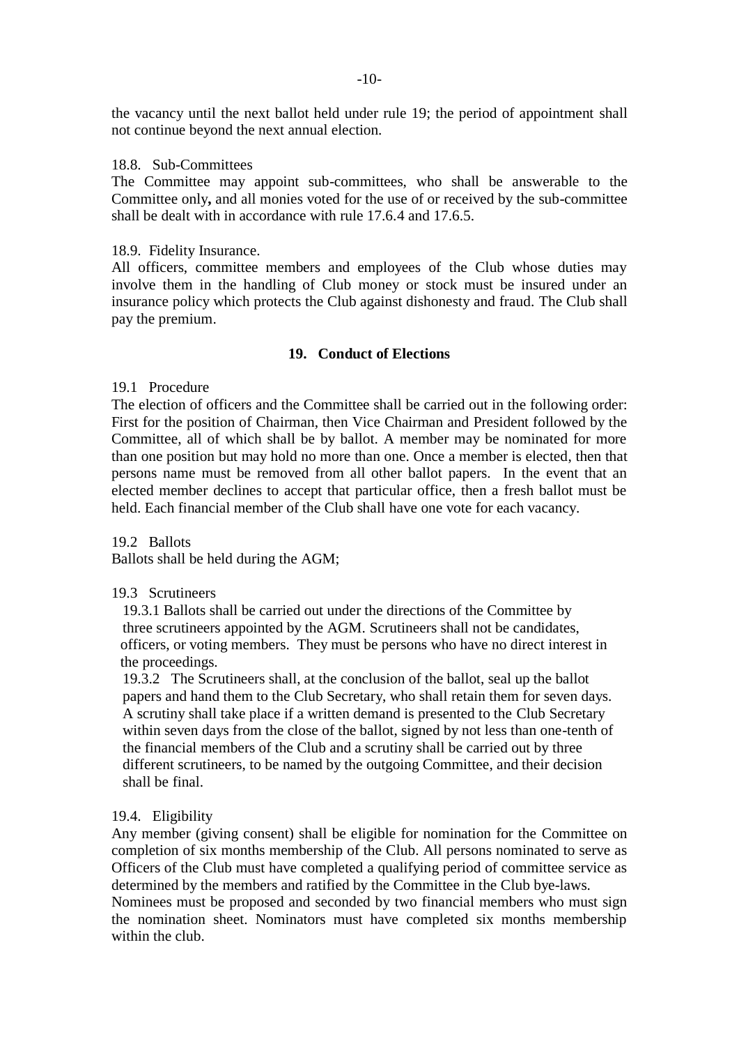the vacancy until the next ballot held under rule 19; the period of appointment shall not continue beyond the next annual election.

18.8. Sub-Committees

The Committee may appoint sub-committees, who shall be answerable to the Committee only**,** and all monies voted for the use of or received by the sub-committee shall be dealt with in accordance with rule 17.6.4 and 17.6.5.

18.9. Fidelity Insurance.

All officers, committee members and employees of the Club whose duties may involve them in the handling of Club money or stock must be insured under an insurance policy which protects the Club against dishonesty and fraud. The Club shall pay the premium.

## 19. Conduct of Elections

19.1 Procedure

The election of officers and the Committee shall be carried out in the following order: First for the position of Chairman, then Vice Chairman and President followed by the Committee, all of which shall be by ballot. A member may be nominated for more than one position but may hold no more than one. Once a member is elected, then that persons name must be removed from all other ballot papers. In the event that an elected member declines to accept that particular office, then a fresh ballot must be held. Each financial member of the Club shall have one vote for each vacancy.

19.2 Ballots

Ballots shall be held during the AGM;

19.3 Scrutineers

19.3.1 Ballots shall be carried out under the directions of the Committee by three scrutineers appointed by the AGM. Scrutineers shall not be candidates, officers, or voting members. They must be persons who have no direct interest in the proceedings.

19.3.2 The Scrutineers shall, at the conclusion of the ballot, seal up the ballot papers and hand them to the Club Secretary, who shall retain them for seven days. A scrutiny shall take place if a written demand is presented to the Club Secretary within seven days from the close of the ballot, signed by not less than one-tenth of the financial members of the Club and a scrutiny shall be carried out by three different scrutineers, to be named by the outgoing Committee, and their decision shall be final.

19.4. Eligibility

Any member (giving consent) shall be eligible for nomination for the Committee on completion of six months membership of the Club. All persons nominated to serve as Officers of the Club must have completed a qualifying period of committee service as determined by the members and ratified by the Committee in the Club bye-laws.

Nominees must be proposed and seconded by two financial members who must sign the nomination sheet. Nominators must have completed six months membership within the club.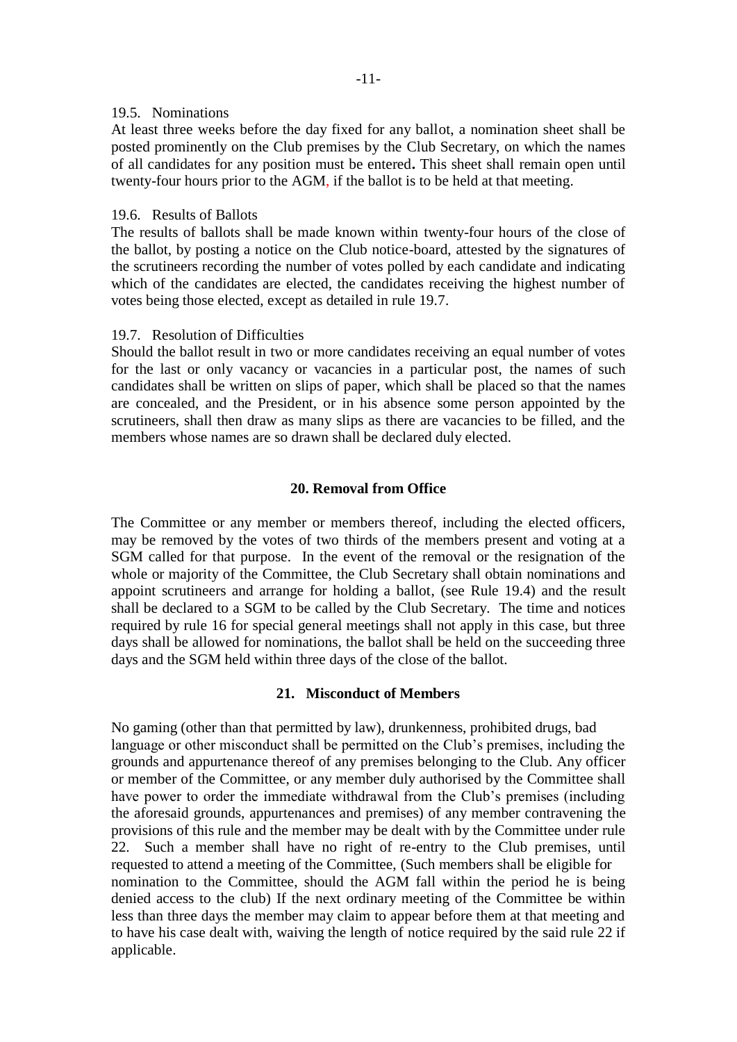19.5. Nominations

At least three weeks before the day fixed for any ballot, a nomination sheet shall be posted prominently on the Club premises by the Club Secretary, on which the names of all candidates for any position must be entered**.** This sheet shall remain open until twenty-four hours prior to the AGM, if the ballot is to be held at that meeting.

19.6. Results of Ballots

The results of ballots shall be made known within twenty-four hours of the close of the ballot, by posting a notice on the Club notice-board, attested by the signatures of the scrutineers recording the number of votes polled by each candidate and indicating which of the candidates are elected, the candidates receiving the highest number of votes being those elected, except as detailed in rule 19.7.

19.7. Resolution of Difficulties

Should the ballot result in two or more candidates receiving an equal number of votes for the last or only vacancy or vacancies in a particular post, the names of such candidates shall be written on slips of paper, which shall be placed so that the names are concealed, and the President, or in his absence some person appointed by the scrutineers, shall then draw as many slips as there are vacancies to be filled, and the members whose names are so drawn shall be declared duly elected.

## 20. Removal from Office

The Committee or any member or members thereof, including the elected officers, may be removed by the votes of two thirds of the members present and voting at a SGM called for that purpose. In the event of the removal or the resignation of the whole or majority of the Committee, the Club Secretary shall obtain nominations and appoint scrutineers and arrange for holding a ballot, (see Rule 19.4) and the result shall be declared to a SGM to be called by the Club Secretary. The time and notices required by rule 16 for special general meetings shall not apply in this case, but three days shall be allowed for nominations, the ballot shall be held on the succeeding three days and the SGM held within three days of the close of the ballot.

## 21. Misconduct of Members

No gaming (other than that permitted by law), drunkenness, prohibited drugs, bad language or other misconduct shall be permitted on the Club's premises, including the grounds and appurtenance thereof of any premises belonging to the Club. Any officer or member of the Committee, or any member duly authorised by the Committee shall have power to order the immediate withdrawal from the Club's premises (including the aforesaid grounds, appurtenances and premises) of any member contravening the provisions of this rule and the member may be dealt with by the Committee under rule 22. Such a member shall have no right of re-entry to the Club premises, until requested to attend a meeting of the Committee, (Such members shall be eligible for nomination to the Committee, should the AGM fall within the period he is being denied access to the club) If the next ordinary meeting of the Committee be within less than three days the member may claim to appear before them at that meeting and to have his case dealt with, waiving the length of notice required by the said rule 22 if applicable.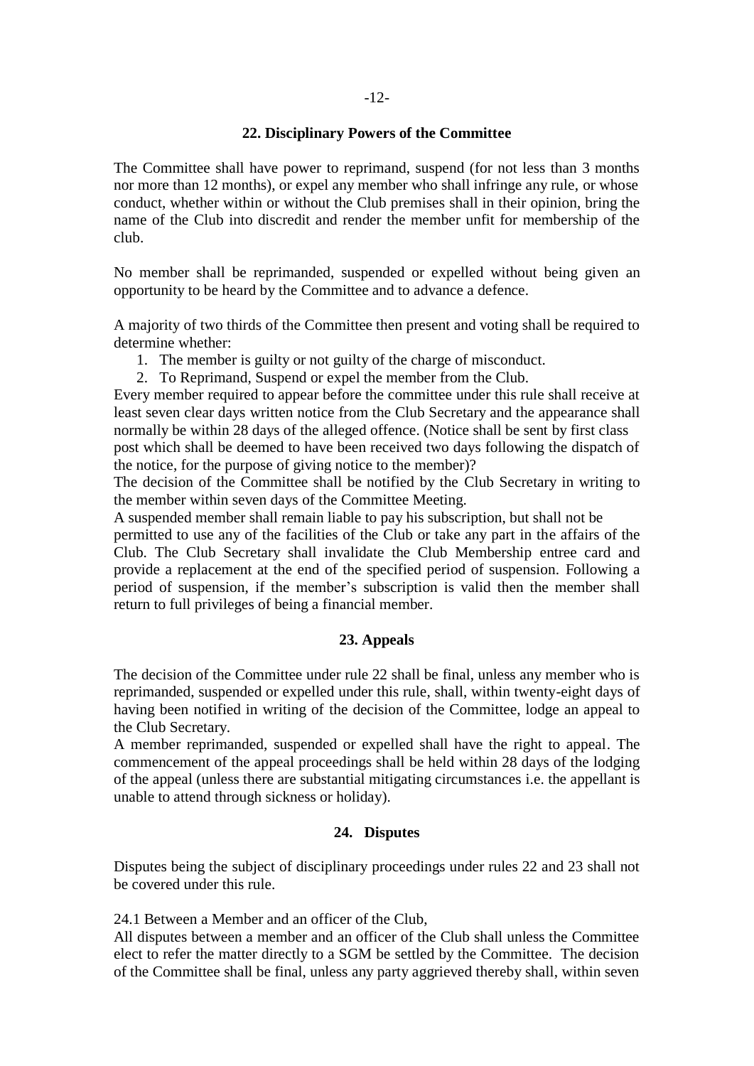## 22. Disciplinary Powers of the Committee

The Committee shall have power to reprimand, suspend (for not less than 3 months nor more than 12 months), or expel any member who shall infringe any rule, or whose conduct, whether within or without the Club premises shall in their opinion, bring the name of the Club into discredit and render the member unfit for membership of the club.

No member shall be reprimanded, suspended or expelled without being given an opportunity to be heard by the Committee and to advance a defence.

A majority of two thirds of the Committee then present and voting shall be required to determine whether:

1. The member is guilty or not guilty of the charge of misconduct.
2. To Reprimand, Suspend or expel the member from the Club.

Every member required to appear before the committee under this rule shall receive at least seven clear days written notice from the Club Secretary and the appearance shall normally be within 28 days of the alleged offence. (Notice shall be sent by first class post which shall be deemed to have been received two days following the dispatch of the notice, for the purpose of giving notice to the member)?

The decision of the Committee shall be notified by the Club Secretary in writing to the member within seven days of the Committee Meeting.

A suspended member shall remain liable to pay his subscription, but shall not be permitted to use any of the facilities of the Club or take any part in the affairs of the Club. The Club Secretary shall invalidate the Club Membership entree card and provide a replacement at the end of the specified period of suspension. Following a period of suspension, if the member's subscription is valid then the member shall return to full privileges of being a financial member.

## 23. Appeals

The decision of the Committee under rule 22 shall be final, unless any member who is reprimanded, suspended or expelled under this rule, shall, within twenty-eight days of having been notified in writing of the decision of the Committee, lodge an appeal to the Club Secretary.

A member reprimanded, suspended or expelled shall have the right to appeal. The commencement of the appeal proceedings shall be held within 28 days of the lodging of the appeal (unless there are substantial mitigating circumstances i.e. the appellant is unable to attend through sickness or holiday).

## 24. Disputes

Disputes being the subject of disciplinary proceedings under rules 22 and 23 shall not be covered under this rule.

24.1 Between a Member and an officer of the Club,

All disputes between a member and an officer of the Club shall unless the Committee elect to refer the matter directly to a SGM be settled by the Committee. The decision of the Committee shall be final, unless any party aggrieved thereby shall, within seven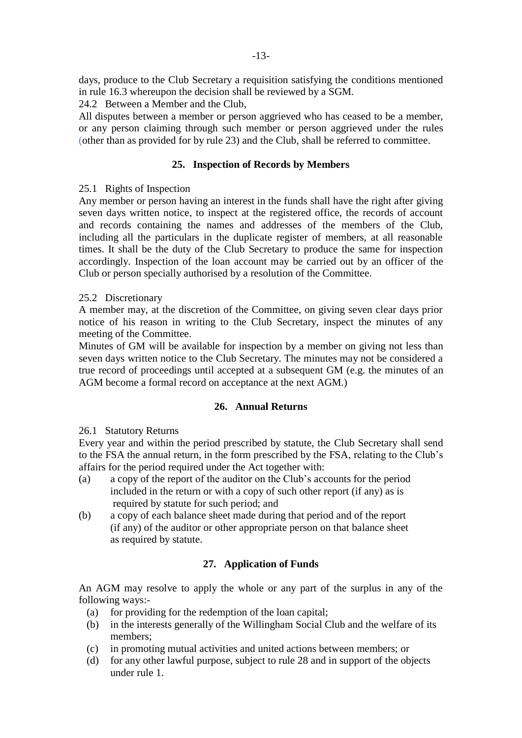days, produce to the Club Secretary a requisition satisfying the conditions mentioned in rule 16.3 whereupon the decision shall be reviewed by a SGM.

24.2 Between a Member and the Club,

All disputes between a member or person aggrieved who has ceased to be a member, or any person claiming through such member or person aggrieved under the rules (other than as provided for by rule 23) and the Club, shall be referred to committee.

## 25. Inspection of Records by Members

25.1 Rights of Inspection

Any member or person having an interest in the funds shall have the right after giving seven days written notice, to inspect at the registered office, the records of account and records containing the names and addresses of the members of the Club, including all the particulars in the duplicate register of members, at all reasonable times. It shall be the duty of the Club Secretary to produce the same for inspection accordingly. Inspection of the loan account may be carried out by an officer of the Club or person specially authorised by a resolution of the Committee.

25.2 Discretionary

A member may, at the discretion of the Committee, on giving seven clear days prior notice of his reason in writing to the Club Secretary, inspect the minutes of any meeting of the Committee.

Minutes of GM will be available for inspection by a member on giving not less than seven days written notice to the Club Secretary. The minutes may not be considered a true record of proceedings until accepted at a subsequent GM (e.g. the minutes of an AGM become a formal record on acceptance at the next AGM.)

## 26. Annual Returns

26.1 Statutory Returns

Every year and within the period prescribed by statute, the Club Secretary shall send to the FSA the annual return, in the form prescribed by the FSA, relating to the Club's affairs for the period required under the Act together with:

(a) a copy of the report of the auditor on the Club's accounts for the period included in the return or with a copy of such other report (if any) as is required by statute for such period; and

(b) a copy of each balance sheet made during that period and of the report (if any) of the auditor or other appropriate person on that balance sheet as required by statute.

## 27. Application of Funds

An AGM may resolve to apply the whole or any part of the surplus in any of the following ways:-

(a) for providing for the redemption of the loan capital;

(b) in the interests generally of the Willingham Social Club and the welfare of its members;

(c) in promoting mutual activities and united actions between members; or

(d) for any other lawful purpose, subject to rule 28 and in support of the objects under rule 1.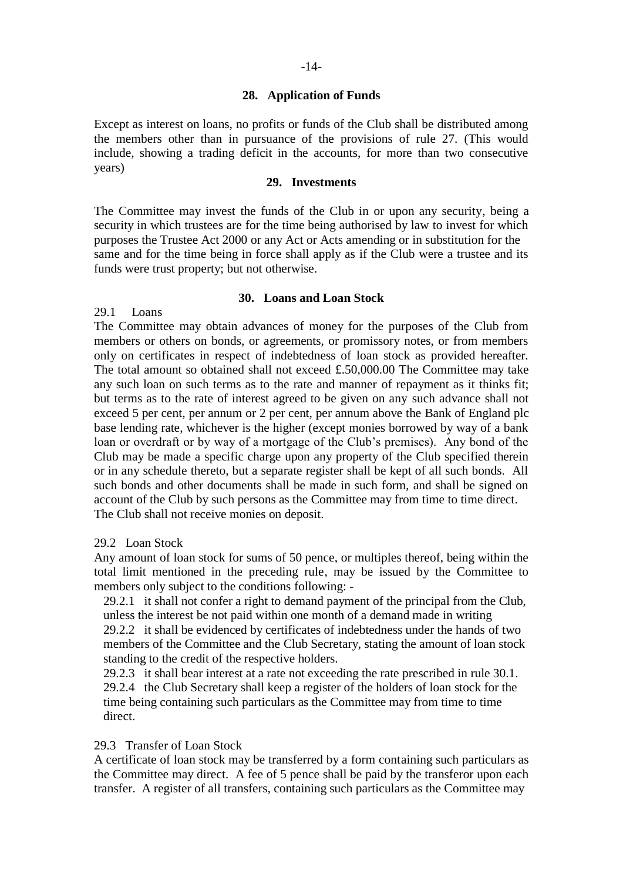## 28. Application of Funds

Except as interest on loans, no profits or funds of the Club shall be distributed among the members other than in pursuance of the provisions of rule 27. (This would include, showing a trading deficit in the accounts, for more than two consecutive years)

## 29. Investments

The Committee may invest the funds of the Club in or upon any security, being a security in which trustees are for the time being authorised by law to invest for which purposes the Trustee Act 2000 or any Act or Acts amending or in substitution for the same and for the time being in force shall apply as if the Club were a trustee and its funds were trust property; but not otherwise.

## 30. Loans and Loan Stock

29.1 Loans

The Committee may obtain advances of money for the purposes of the Club from members or others on bonds, or agreements, or promissory notes, or from members only on certificates in respect of indebtedness of loan stock as provided hereafter. The total amount so obtained shall not exceed £.50,000.00 The Committee may take any such loan on such terms as to the rate and manner of repayment as it thinks fit; but terms as to the rate of interest agreed to be given on any such advance shall not exceed 5 per cent, per annum or 2 per cent, per annum above the Bank of England plc base lending rate, whichever is the higher (except monies borrowed by way of a bank loan or overdraft or by way of a mortgage of the Club's premises). Any bond of the Club may be made a specific charge upon any property of the Club specified therein or in any schedule thereto, but a separate register shall be kept of all such bonds. All such bonds and other documents shall be made in such form, and shall be signed on account of the Club by such persons as the Committee may from time to time direct. The Club shall not receive monies on deposit.

29.2 Loan Stock

Any amount of loan stock for sums of 50 pence, or multiples thereof, being within the total limit mentioned in the preceding rule, may be issued by the Committee to members only subject to the conditions following: -

29.2.1 it shall not confer a right to demand payment of the principal from the Club, unless the interest be not paid within one month of a demand made in writing

29.2.2 it shall be evidenced by certificates of indebtedness under the hands of two members of the Committee and the Club Secretary, stating the amount of loan stock standing to the credit of the respective holders.

29.2.3 it shall bear interest at a rate not exceeding the rate prescribed in rule 30.1.

29.2.4 the Club Secretary shall keep a register of the holders of loan stock for the time being containing such particulars as the Committee may from time to time direct.

29.3 Transfer of Loan Stock

A certificate of loan stock may be transferred by a form containing such particulars as the Committee may direct. A fee of 5 pence shall be paid by the transferor upon each transfer. A register of all transfers, containing such particulars as the Committee may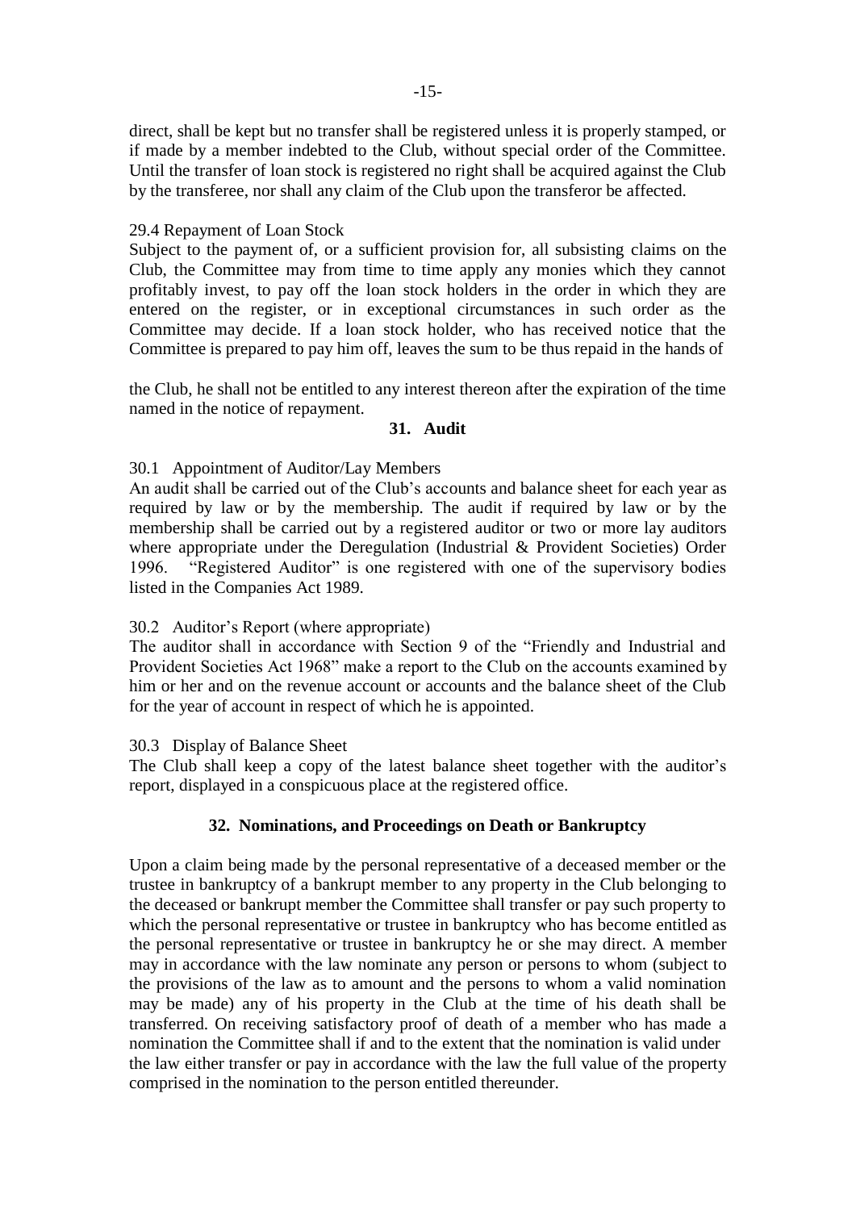direct, shall be kept but no transfer shall be registered unless it is properly stamped, or if made by a member indebted to the Club, without special order of the Committee. Until the transfer of loan stock is registered no right shall be acquired against the Club by the transferee, nor shall any claim of the Club upon the transferor be affected.

29.4 Repayment of Loan Stock

Subject to the payment of, or a sufficient provision for, all subsisting claims on the Club, the Committee may from time to time apply any monies which they cannot profitably invest, to pay off the loan stock holders in the order in which they are entered on the register, or in exceptional circumstances in such order as the Committee may decide. If a loan stock holder, who has received notice that the Committee is prepared to pay him off, leaves the sum to be thus repaid in the hands of the Club, he shall not be entitled to any interest thereon after the expiration of the time named in the notice of repayment.

### 31. Audit

30.1 Appointment of Auditor/Lay Members

An audit shall be carried out of the Club's accounts and balance sheet for each year as required by law or by the membership. The audit if required by law or by the membership shall be carried out by a registered auditor or two or more lay auditors where appropriate under the Deregulation (Industrial & Provident Societies) Order 1996. "Registered Auditor" is one registered with one of the supervisory bodies listed in the Companies Act 1989.

30.2 Auditor's Report (where appropriate)

The auditor shall in accordance with Section 9 of the "Friendly and Industrial and Provident Societies Act 1968" make a report to the Club on the accounts examined by him or her and on the revenue account or accounts and the balance sheet of the Club for the year of account in respect of which he is appointed.

30.3 Display of Balance Sheet

The Club shall keep a copy of the latest balance sheet together with the auditor's report, displayed in a conspicuous place at the registered office.

### 32. Nominations, and Proceedings on Death or Bankruptcy

Upon a claim being made by the personal representative of a deceased member or the trustee in bankruptcy of a bankrupt member to any property in the Club belonging to the deceased or bankrupt member the Committee shall transfer or pay such property to which the personal representative or trustee in bankruptcy who has become entitled as the personal representative or trustee in bankruptcy he or she may direct. A member may in accordance with the law nominate any person or persons to whom (subject to the provisions of the law as to amount and the persons to whom a valid nomination may be made) any of his property in the Club at the time of his death shall be transferred. On receiving satisfactory proof of death of a member who has made a nomination the Committee shall if and to the extent that the nomination is valid under the law either transfer or pay in accordance with the law the full value of the property comprised in the nomination to the person entitled thereunder.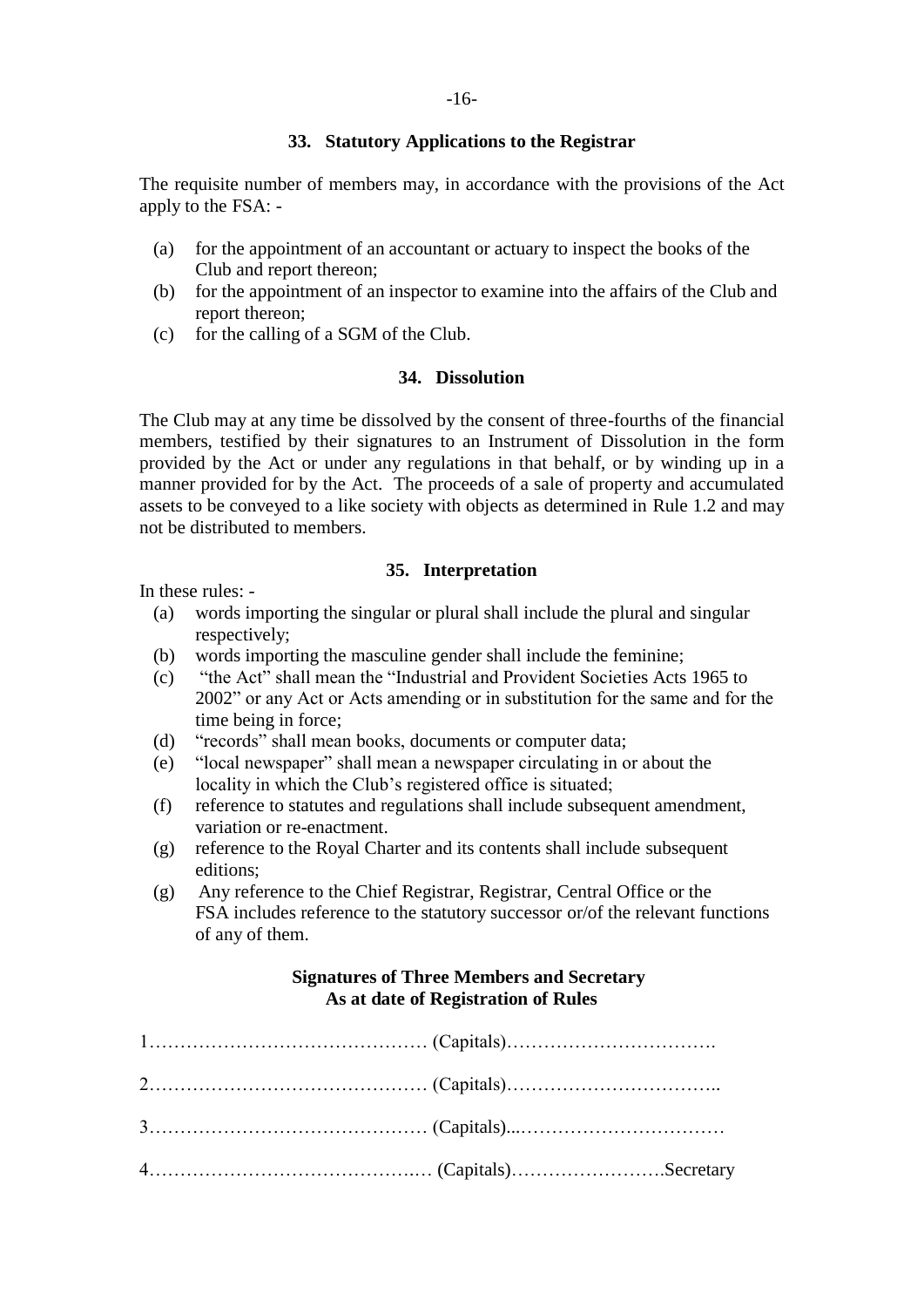## 33. Statutory Applications to the Registrar

The requisite number of members may, in accordance with the provisions of the Act apply to the FSA: -

(a) for the appointment of an accountant or actuary to inspect the books of the Club and report thereon;
(b) for the appointment of an inspector to examine into the affairs of the Club and report thereon;
(c) for the calling of a SGM of the Club.

## 34. Dissolution

The Club may at any time be dissolved by the consent of three-fourths of the financial members, testified by their signatures to an Instrument of Dissolution in the form provided by the Act or under any regulations in that behalf, or by winding up in a manner provided for by the Act. The proceeds of a sale of property and accumulated assets to be conveyed to a like society with objects as determined in Rule 1.2 and may not be distributed to members.

## 35. Interpretation

In these rules: -

(a) words importing the singular or plural shall include the plural and singular respectively;
(b) words importing the masculine gender shall include the feminine;
(c) "the Act" shall mean the "Industrial and Provident Societies Acts 1965 to 2002" or any Act or Acts amending or in substitution for the same and for the time being in force;
(d) "records" shall mean books, documents or computer data;
(e) "local newspaper" shall mean a newspaper circulating in or about the locality in which the Club's registered office is situated;
(f) reference to statutes and regulations shall include subsequent amendment, variation or re-enactment.
(g) reference to the Royal Charter and its contents shall include subsequent editions;
(g) Any reference to the Chief Registrar, Registrar, Central Office or the FSA includes reference to the statutory successor or/of the relevant functions of any of them.

### Signatures of Three Members and Secretary As at date of Registration of Rules

1……………………………………… (Capitals)…………………………….

2……………………………………… (Capitals)……………………………..

3……………………………………… (Capitals)...……………………………

4………………………………….… (Capitals)…………………….Secretary